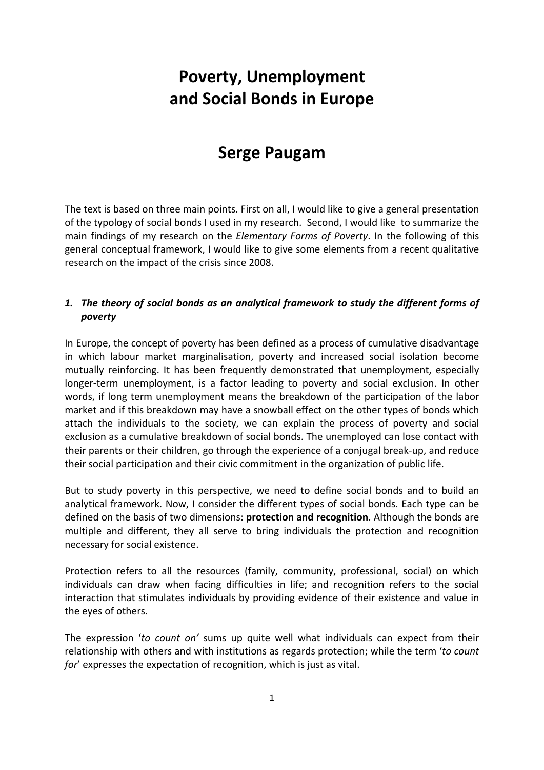# Poverty, Unemployment and Social Bonds in Europe

## Serge Paugam

The text is based on three main points. First on all, I would like to give a general presentation of the typology of social bonds I used in my research. Second, I would like to summarize the main findings of my research on the *Elementary Forms of Poverty*. In the following of this general conceptual framework, I would like to give some elements from a recent qualitative research on the impact of the crisis since 2008.

### 1. *The theory of social bonds as an analytical framework to study the different forms of poverty*

In Europe, the concept of poverty has been defined as a process of cumulative disadvantage in which labour market marginalisation, poverty and increased social isolation become mutually reinforcing. It has been frequently demonstrated that unemployment, especially longer-term unemployment, is a factor leading to poverty and social exclusion. In other words, if long term unemployment means the breakdown of the participation of the labor market and if this breakdown may have a snowball effect on the other types of bonds which attach the individuals to the society, we can explain the process of poverty and social exclusion as a cumulative breakdown of social bonds. The unemployed can lose contact with their parents or their children, go through the experience of a conjugal break-up, and reduce their social participation and their civic commitment in the organization of public life.

But to study poverty in this perspective, we need to define social bonds and to build an analytical framework. Now, I consider the different types of social bonds. Each type can be defined on the basis of two dimensions: **protection and recognition**. Although the bonds are multiple and different, they all serve to bring individuals the protection and recognition necessary for social existence.

Protection refers to all the resources (family, community, professional, social) on which individuals can draw when facing difficulties in life; and recognition refers to the social interaction that stimulates individuals by providing evidence of their existence and value in the eyes of others.

The expression '*to count on'* sums up quite well what individuals can expect from their relationship with others and with institutions as regards protection; while the term '*to count for*' expresses the expectation of recognition, which is just as vital.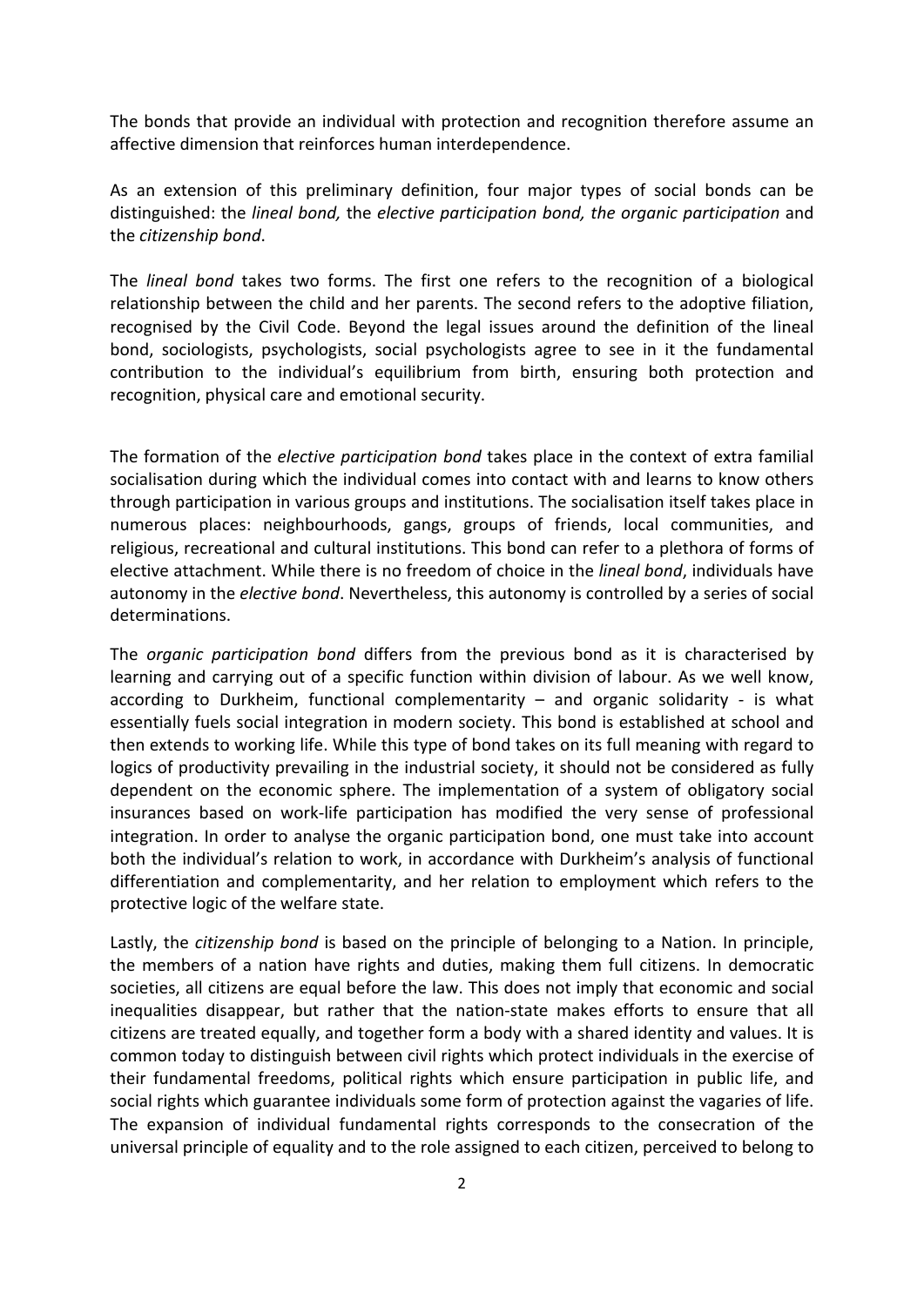The bonds that provide an individual with protection and recognition therefore assume an affective dimension that reinforces human interdependence.

As an extension of this preliminary definition, four major types of social bonds can be distinguished: the *lineal bond,* the *elective participation bond, the organic participation* and the *citizenship bond*.

The *lineal bond* takes two forms. The first one refers to the recognition of a biological relationship between the child and her parents. The second refers to the adoptive filiation, recognised by the Civil Code. Beyond the legal issues around the definition of the lineal bond, sociologists, psychologists, social psychologists agree to see in it the fundamental contribution to the individual's equilibrium from birth, ensuring both protection and recognition, physical care and emotional security.

The formation of the *elective participation bond* takes place in the context of extra familial socialisation during which the individual comes into contact with and learns to know others through participation in various groups and institutions. The socialisation itself takes place in numerous places: neighbourhoods, gangs, groups of friends, local communities, and religious, recreational and cultural institutions. This bond can refer to a plethora of forms of elective attachment. While there is no freedom of choice in the *lineal bond*, individuals have autonomy in the *elective bond*. Nevertheless, this autonomy is controlled by a series of social determinations.

The *organic participation bond* differs from the previous bond as it is characterised by learning and carrying out of a specific function within division of labour. As we well know, according to Durkheim, functional complementarity – and organic solidarity - is what essentially fuels social integration in modern society. This bond is established at school and then extends to working life. While this type of bond takes on its full meaning with regard to logics of productivity prevailing in the industrial society, it should not be considered as fully dependent on the economic sphere. The implementation of a system of obligatory social insurances based on work-life participation has modified the very sense of professional integration. In order to analyse the organic participation bond, one must take into account both the individual's relation to work, in accordance with Durkheim's analysis of functional differentiation and complementarity, and her relation to employment which refers to the protective logic of the welfare state.

Lastly, the *citizenship bond* is based on the principle of belonging to a Nation. In principle, the members of a nation have rights and duties, making them full citizens. In democratic societies, all citizens are equal before the law. This does not imply that economic and social inequalities disappear, but rather that the nation-state makes efforts to ensure that all citizens are treated equally, and together form a body with a shared identity and values. It is common today to distinguish between civil rights which protect individuals in the exercise of their fundamental freedoms, political rights which ensure participation in public life, and social rights which guarantee individuals some form of protection against the vagaries of life. The expansion of individual fundamental rights corresponds to the consecration of the universal principle of equality and to the role assigned to each citizen, perceived to belong to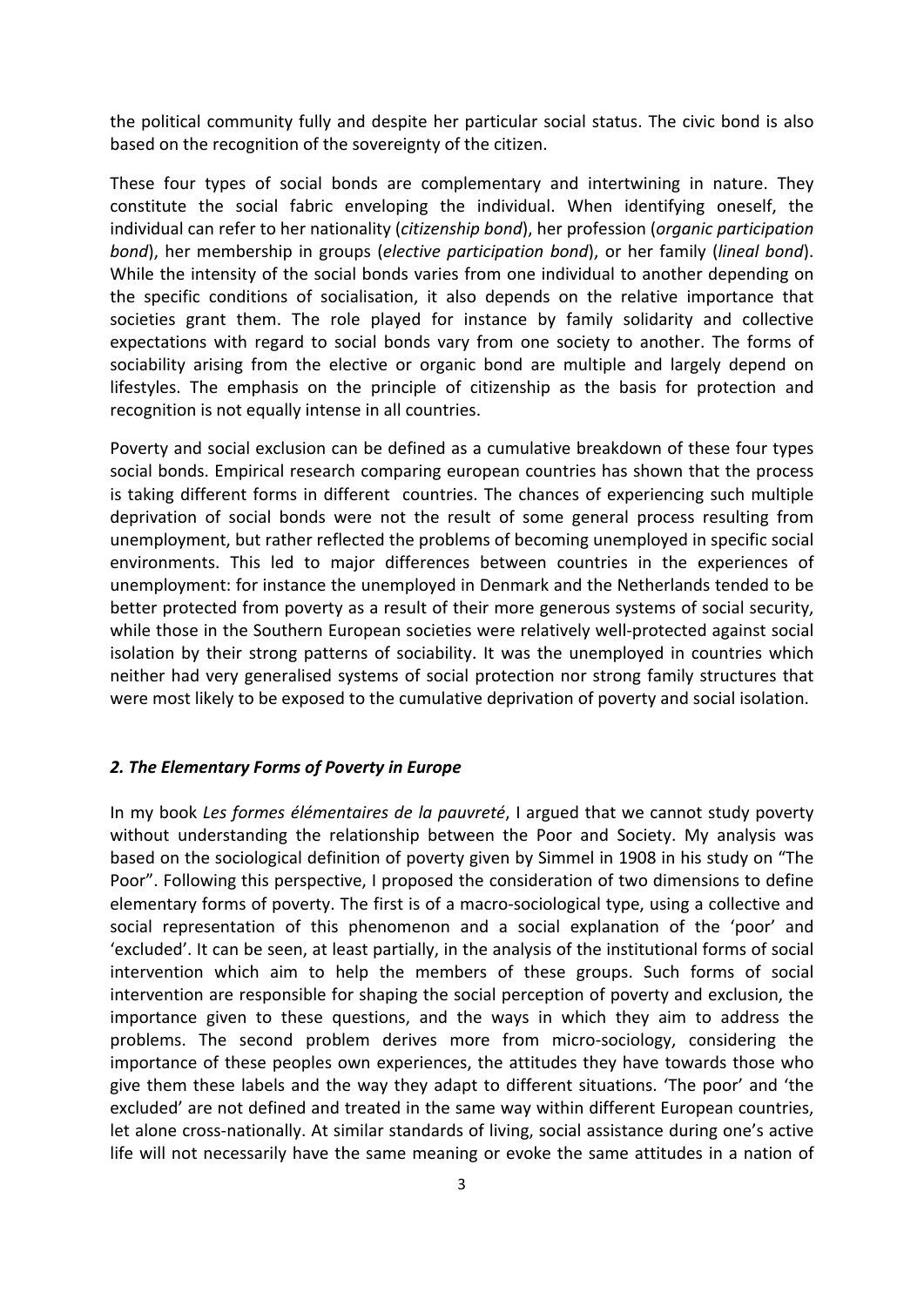the political community fully and despite her particular social status. The civic bond is also based on the recognition of the sovereignty of the citizen.

These four types of social bonds are complementary and intertwining in nature. They constitute the social fabric enveloping the individual. When identifying oneself, the individual can refer to her nationality (*citizenship bond*), her profession (*organic participation bond*), her membership in groups (*elective participation bond*), or her family (*lineal bond*). While the intensity of the social bonds varies from one individual to another depending on the specific conditions of socialisation, it also depends on the relative importance that societies grant them. The role played for instance by family solidarity and collective expectations with regard to social bonds vary from one society to another. The forms of sociability arising from the elective or organic bond are multiple and largely depend on lifestyles. The emphasis on the principle of citizenship as the basis for protection and recognition is not equally intense in all countries.

Poverty and social exclusion can be defined as a cumulative breakdown of these four types social bonds. Empirical research comparing european countries has shown that the process is taking different forms in different countries. The chances of experiencing such multiple deprivation of social bonds were not the result of some general process resulting from unemployment, but rather reflected the problems of becoming unemployed in specific social environments. This led to major differences between countries in the experiences of unemployment: for instance the unemployed in Denmark and the Netherlands tended to be better protected from poverty as a result of their more generous systems of social security, while those in the Southern European societies were relatively well-protected against social isolation by their strong patterns of sociability. It was the unemployed in countries which neither had very generalised systems of social protection nor strong family structures that were most likely to be exposed to the cumulative deprivation of poverty and social isolation.

## *2. The Elementary Forms of Poverty in Europe*

In my book *Les formes élémentaires de la pauvreté*, I argued that we cannot study poverty without understanding the relationship between the Poor and Society. My analysis was based on the sociological definition of poverty given by Simmel in 1908 in his study on "The Poor". Following this perspective, I proposed the consideration of two dimensions to define elementary forms of poverty. The first is of a macro-sociological type, using a collective and social representation of this phenomenon and a social explanation of the 'poor' and 'excluded'. It can be seen, at least partially, in the analysis of the institutional forms of social intervention which aim to help the members of these groups. Such forms of social intervention are responsible for shaping the social perception of poverty and exclusion, the importance given to these questions, and the ways in which they aim to address the problems. The second problem derives more from micro-sociology, considering the importance of these peoples own experiences, the attitudes they have towards those who give them these labels and the way they adapt to different situations. 'The poor' and 'the excluded' are not defined and treated in the same way within different European countries, let alone cross-nationally. At similar standards of living, social assistance during one's active life will not necessarily have the same meaning or evoke the same attitudes in a nation of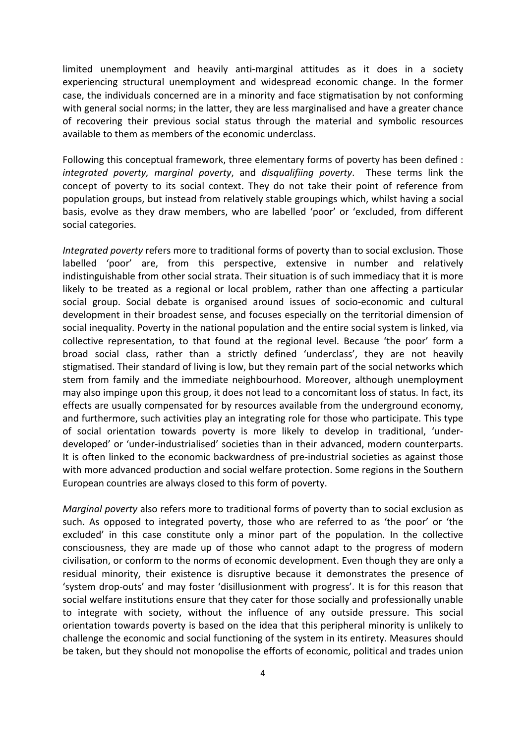limited unemployment and heavily anti-marginal attitudes as it does in a society experiencing structural unemployment and widespread economic change. In the former case, the individuals concerned are in a minority and face stigmatisation by not conforming with general social norms; in the latter, they are less marginalised and have a greater chance of recovering their previous social status through the material and symbolic resources available to them as members of the economic underclass.

Following this conceptual framework, three elementary forms of poverty has been defined : *integrated poverty, marginal poverty*, and *disqualifiing poverty*. These terms link the concept of poverty to its social context. They do not take their point of reference from population groups, but instead from relatively stable groupings which, whilst having a social basis, evolve as they draw members, who are labelled 'poor' or 'excluded, from different social categories.

*Integrated poverty* refers more to traditional forms of poverty than to social exclusion. Those labelled 'poor' are, from this perspective, extensive in number and relatively indistinguishable from other social strata. Their situation is of such immediacy that it is more likely to be treated as a regional or local problem, rather than one affecting a particular social group. Social debate is organised around issues of socio-economic and cultural development in their broadest sense, and focuses especially on the territorial dimension of social inequality. Poverty in the national population and the entire social system is linked, via collective representation, to that found at the regional level. Because 'the poor' form a broad social class, rather than a strictly defined 'underclass', they are not heavily stigmatised. Their standard of living is low, but they remain part of the social networks which stem from family and the immediate neighbourhood. Moreover, although unemployment may also impinge upon this group, it does not lead to a concomitant loss of status. In fact, its effects are usually compensated for by resources available from the underground economy, and furthermore, such activities play an integrating role for those who participate. This type of social orientation towards poverty is more likely to develop in traditional, 'under-developed' or 'under-industrialised' societies than in their advanced, modern counterparts. It is often linked to the economic backwardness of pre-industrial societies as against those with more advanced production and social welfare protection. Some regions in the Southern European countries are always closed to this form of poverty.

*Marginal poverty* also refers more to traditional forms of poverty than to social exclusion as such. As opposed to integrated poverty, those who are referred to as 'the poor' or 'the excluded' in this case constitute only a minor part of the population. In the collective consciousness, they are made up of those who cannot adapt to the progress of modern civilisation, or conform to the norms of economic development. Even though they are only a residual minority, their existence is disruptive because it demonstrates the presence of 'system drop-outs' and may foster 'disillusionment with progress'. It is for this reason that social welfare institutions ensure that they cater for those socially and professionally unable to integrate with society, without the influence of any outside pressure. This social orientation towards poverty is based on the idea that this peripheral minority is unlikely to challenge the economic and social functioning of the system in its entirety. Measures should be taken, but they should not monopolise the efforts of economic, political and trades union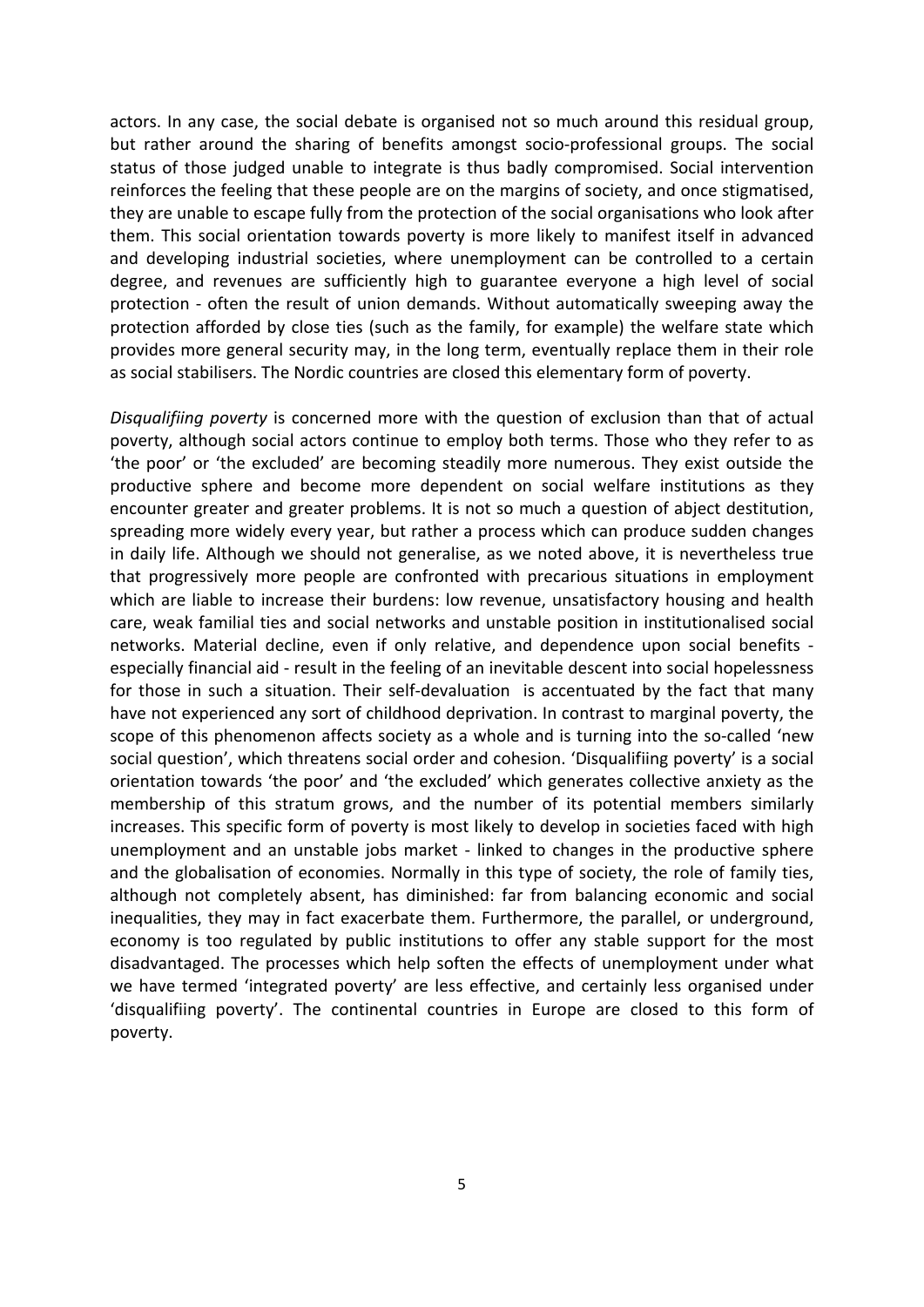actors. In any case, the social debate is organised not so much around this residual group, but rather around the sharing of benefits amongst socio-professional groups. The social status of those judged unable to integrate is thus badly compromised. Social intervention reinforces the feeling that these people are on the margins of society, and once stigmatised, they are unable to escape fully from the protection of the social organisations who look after them. This social orientation towards poverty is more likely to manifest itself in advanced and developing industrial societies, where unemployment can be controlled to a certain degree, and revenues are sufficiently high to guarantee everyone a high level of social protection - often the result of union demands. Without automatically sweeping away the protection afforded by close ties (such as the family, for example) the welfare state which provides more general security may, in the long term, eventually replace them in their role as social stabilisers. The Nordic countries are closed this elementary form of poverty.

*Disqualifiing poverty* is concerned more with the question of exclusion than that of actual poverty, although social actors continue to employ both terms. Those who they refer to as 'the poor' or 'the excluded' are becoming steadily more numerous. They exist outside the productive sphere and become more dependent on social welfare institutions as they encounter greater and greater problems. It is not so much a question of abject destitution, spreading more widely every year, but rather a process which can produce sudden changes in daily life. Although we should not generalise, as we noted above, it is nevertheless true that progressively more people are confronted with precarious situations in employment which are liable to increase their burdens: low revenue, unsatisfactory housing and health care, weak familial ties and social networks and unstable position in institutionalised social networks. Material decline, even if only relative, and dependence upon social benefits - especially financial aid - result in the feeling of an inevitable descent into social hopelessness for those in such a situation. Their self-devaluation is accentuated by the fact that many have not experienced any sort of childhood deprivation. In contrast to marginal poverty, the scope of this phenomenon affects society as a whole and is turning into the so-called 'new social question', which threatens social order and cohesion. 'Disqualifiing poverty' is a social orientation towards 'the poor' and 'the excluded' which generates collective anxiety as the membership of this stratum grows, and the number of its potential members similarly increases. This specific form of poverty is most likely to develop in societies faced with high unemployment and an unstable jobs market - linked to changes in the productive sphere and the globalisation of economies. Normally in this type of society, the role of family ties, although not completely absent, has diminished: far from balancing economic and social inequalities, they may in fact exacerbate them. Furthermore, the parallel, or underground, economy is too regulated by public institutions to offer any stable support for the most disadvantaged. The processes which help soften the effects of unemployment under what we have termed 'integrated poverty' are less effective, and certainly less organised under 'disqualifiing poverty'. The continental countries in Europe are closed to this form of poverty.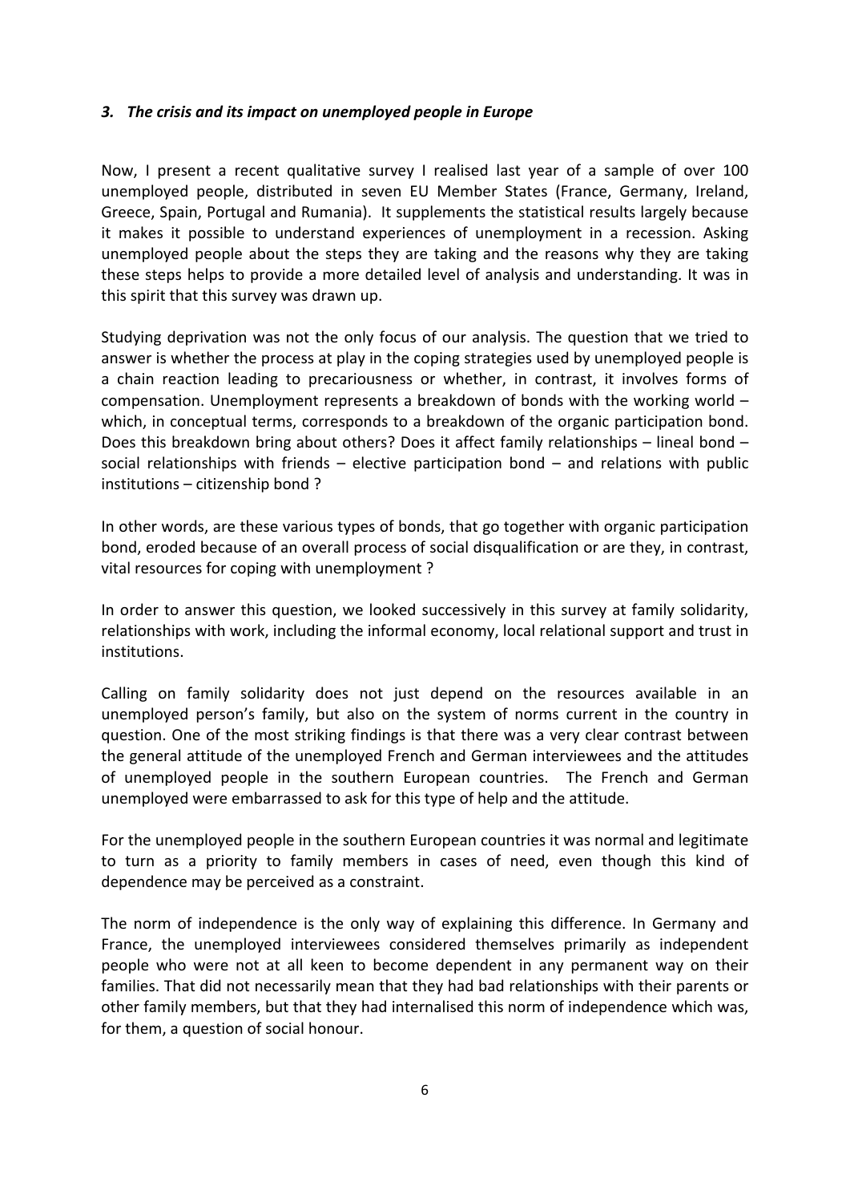### *3. The crisis and its impact on unemployed people in Europe*

Now, I present a recent qualitative survey I realised last year of a sample of over 100 unemployed people, distributed in seven EU Member States (France, Germany, Ireland, Greece, Spain, Portugal and Rumania). It supplements the statistical results largely because it makes it possible to understand experiences of unemployment in a recession. Asking unemployed people about the steps they are taking and the reasons why they are taking these steps helps to provide a more detailed level of analysis and understanding. It was in this spirit that this survey was drawn up.

Studying deprivation was not the only focus of our analysis. The question that we tried to answer is whether the process at play in the coping strategies used by unemployed people is a chain reaction leading to precariousness or whether, in contrast, it involves forms of compensation. Unemployment represents a breakdown of bonds with the working world – which, in conceptual terms, corresponds to a breakdown of the organic participation bond. Does this breakdown bring about others? Does it affect family relationships – lineal bond – social relationships with friends – elective participation bond – and relations with public institutions – citizenship bond ?

In other words, are these various types of bonds, that go together with organic participation bond, eroded because of an overall process of social disqualification or are they, in contrast, vital resources for coping with unemployment ?

In order to answer this question, we looked successively in this survey at family solidarity, relationships with work, including the informal economy, local relational support and trust in institutions.

Calling on family solidarity does not just depend on the resources available in an unemployed person's family, but also on the system of norms current in the country in question. One of the most striking findings is that there was a very clear contrast between the general attitude of the unemployed French and German interviewees and the attitudes of unemployed people in the southern European countries. The French and German unemployed were embarrassed to ask for this type of help and the attitude.

For the unemployed people in the southern European countries it was normal and legitimate to turn as a priority to family members in cases of need, even though this kind of dependence may be perceived as a constraint.

The norm of independence is the only way of explaining this difference. In Germany and France, the unemployed interviewees considered themselves primarily as independent people who were not at all keen to become dependent in any permanent way on their families. That did not necessarily mean that they had bad relationships with their parents or other family members, but that they had internalised this norm of independence which was, for them, a question of social honour.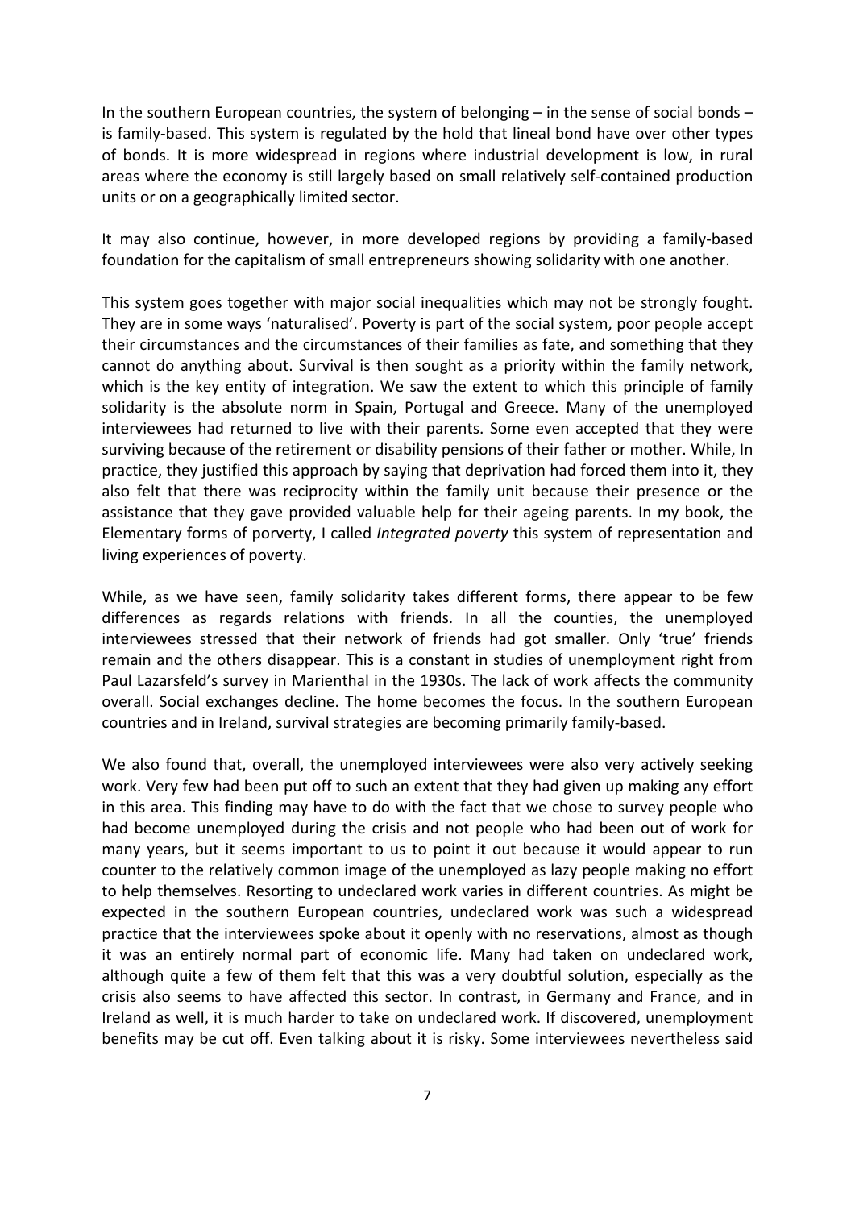In the southern European countries, the system of belonging – in the sense of social bonds – is family-based. This system is regulated by the hold that lineal bond have over other types of bonds. It is more widespread in regions where industrial development is low, in rural areas where the economy is still largely based on small relatively self-contained production units or on a geographically limited sector.

It may also continue, however, in more developed regions by providing a family-based foundation for the capitalism of small entrepreneurs showing solidarity with one another.

This system goes together with major social inequalities which may not be strongly fought. They are in some ways 'naturalised'. Poverty is part of the social system, poor people accept their circumstances and the circumstances of their families as fate, and something that they cannot do anything about. Survival is then sought as a priority within the family network, which is the key entity of integration. We saw the extent to which this principle of family solidarity is the absolute norm in Spain, Portugal and Greece. Many of the unemployed interviewees had returned to live with their parents. Some even accepted that they were surviving because of the retirement or disability pensions of their father or mother. While, In practice, they justified this approach by saying that deprivation had forced them into it, they also felt that there was reciprocity within the family unit because their presence or the assistance that they gave provided valuable help for their ageing parents. In my book, the Elementary forms of porverty, I called *Integrated poverty* this system of representation and living experiences of poverty.

While, as we have seen, family solidarity takes different forms, there appear to be few differences as regards relations with friends. In all the counties, the unemployed interviewees stressed that their network of friends had got smaller. Only 'true' friends remain and the others disappear. This is a constant in studies of unemployment right from Paul Lazarsfeld's survey in Marienthal in the 1930s. The lack of work affects the community overall. Social exchanges decline. The home becomes the focus. In the southern European countries and in Ireland, survival strategies are becoming primarily family-based.

We also found that, overall, the unemployed interviewees were also very actively seeking work. Very few had been put off to such an extent that they had given up making any effort in this area. This finding may have to do with the fact that we chose to survey people who had become unemployed during the crisis and not people who had been out of work for many years, but it seems important to us to point it out because it would appear to run counter to the relatively common image of the unemployed as lazy people making no effort to help themselves. Resorting to undeclared work varies in different countries. As might be expected in the southern European countries, undeclared work was such a widespread practice that the interviewees spoke about it openly with no reservations, almost as though it was an entirely normal part of economic life. Many had taken on undeclared work, although quite a few of them felt that this was a very doubtful solution, especially as the crisis also seems to have affected this sector. In contrast, in Germany and France, and in Ireland as well, it is much harder to take on undeclared work. If discovered, unemployment benefits may be cut off. Even talking about it is risky. Some interviewees nevertheless said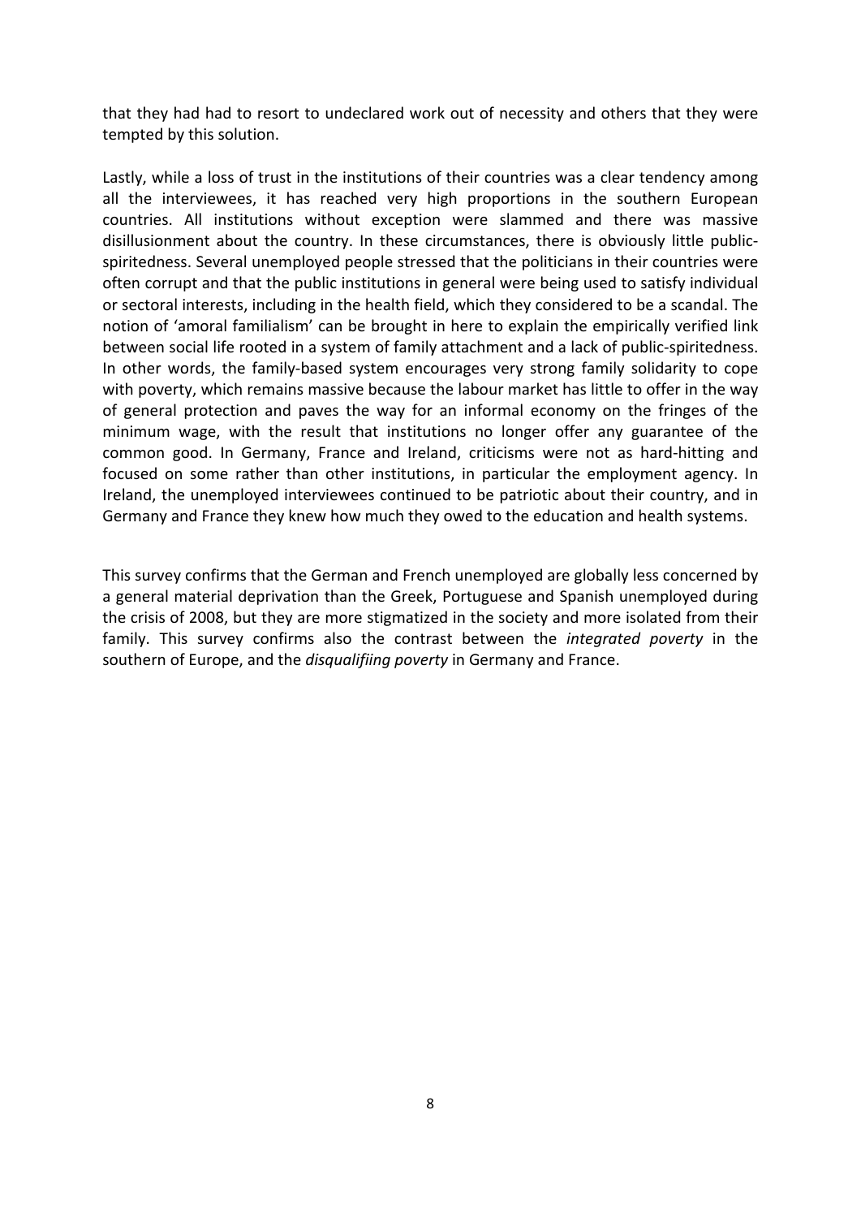that they had had to resort to undeclared work out of necessity and others that they were tempted by this solution.

Lastly, while a loss of trust in the institutions of their countries was a clear tendency among all the interviewees, it has reached very high proportions in the southern European countries. All institutions without exception were slammed and there was massive disillusionment about the country. In these circumstances, there is obviously little public-spiritedness. Several unemployed people stressed that the politicians in their countries were often corrupt and that the public institutions in general were being used to satisfy individual or sectoral interests, including in the health field, which they considered to be a scandal. The notion of 'amoral familialism' can be brought in here to explain the empirically verified link between social life rooted in a system of family attachment and a lack of public-spiritedness. In other words, the family-based system encourages very strong family solidarity to cope with poverty, which remains massive because the labour market has little to offer in the way of general protection and paves the way for an informal economy on the fringes of the minimum wage, with the result that institutions no longer offer any guarantee of the common good. In Germany, France and Ireland, criticisms were not as hard-hitting and focused on some rather than other institutions, in particular the employment agency. In Ireland, the unemployed interviewees continued to be patriotic about their country, and in Germany and France they knew how much they owed to the education and health systems.

This survey confirms that the German and French unemployed are globally less concerned by a general material deprivation than the Greek, Portuguese and Spanish unemployed during the crisis of 2008, but they are more stigmatized in the society and more isolated from their family. This survey confirms also the contrast between the *integrated poverty* in the southern of Europe, and the *disqualifiing poverty* in Germany and France.